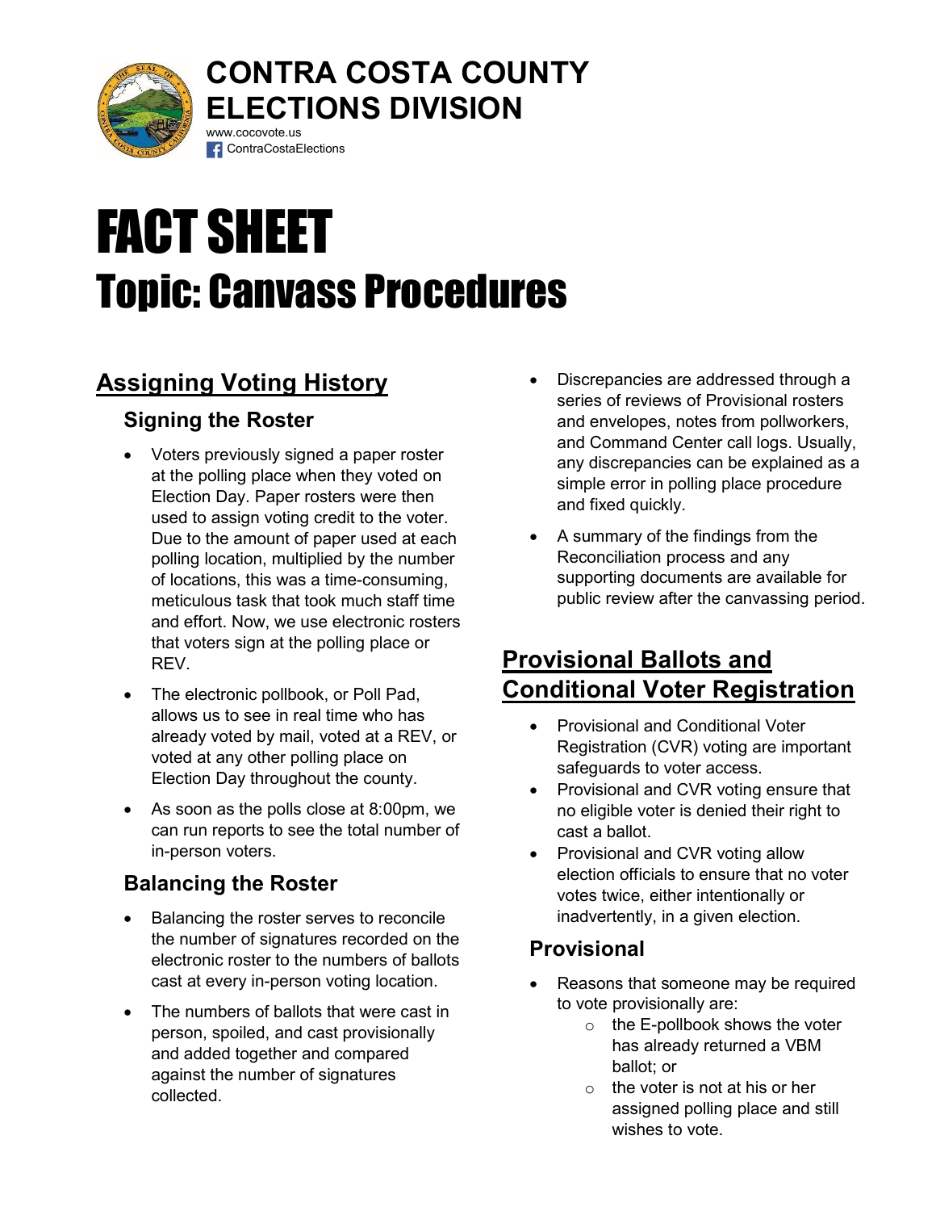# CONTRA COSTA COUNTY ELECTIONS DIVISION

www.cocovote.us

ContraCostaElections

# FACT SHEET

# Topic: Canvass Procedures

## Assigning Voting History

### Signing the Roster

- Voters previously signed a paper roster at the polling place when they voted on Election Day. Paper rosters were then used to assign voting credit to the voter. Due to the amount of paper used at each polling location, multiplied by the number of locations, this was a time-consuming, meticulous task that took much staff time and effort. Now, we use electronic rosters that voters sign at the polling place or REV.
- The electronic pollbook, or Poll Pad, allows us to see in real time who has already voted by mail, voted at a REV, or voted at any other polling place on Election Day throughout the county.
- As soon as the polls close at 8:00pm, we can run reports to see the total number of in-person voters.

### Balancing the Roster

- Balancing the roster serves to reconcile the number of signatures recorded on the electronic roster to the numbers of ballots cast at every in-person voting location.
- The numbers of ballots that were cast in person, spoiled, and cast provisionally and added together and compared against the number of signatures collected.
- Discrepancies are addressed through a series of reviews of Provisional rosters and envelopes, notes from pollworkers, and Command Center call logs. Usually, any discrepancies can be explained as a simple error in polling place procedure and fixed quickly.
- A summary of the findings from the Reconciliation process and any supporting documents are available for public review after the canvassing period.

## Provisional Ballots and Conditional Voter Registration

- Provisional and Conditional Voter Registration (CVR) voting are important safeguards to voter access.
- Provisional and CVR voting ensure that no eligible voter is denied their right to cast a ballot.
- Provisional and CVR voting allow election officials to ensure that no voter votes twice, either intentionally or inadvertently, in a given election.

### Provisional

- Reasons that someone may be required to vote provisionally are:
  - the E-pollbook shows the voter has already returned a VBM ballot; or
  - the voter is not at his or her assigned polling place and still wishes to vote.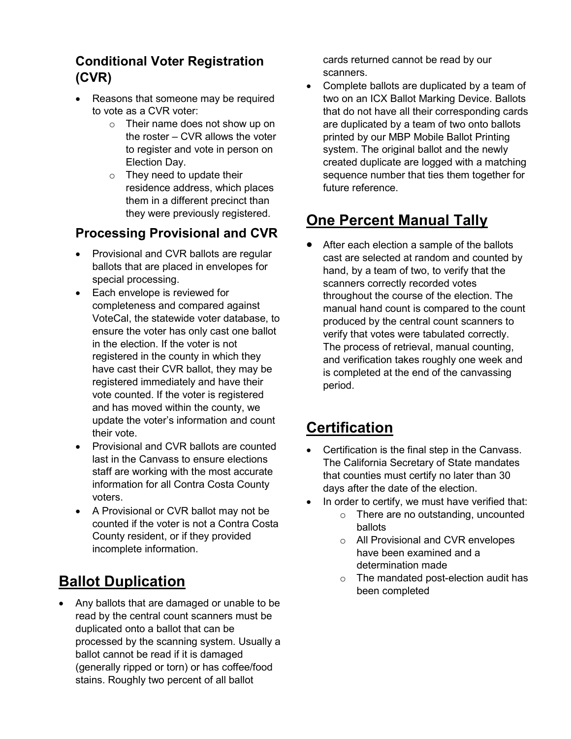### Conditional Voter Registration (CVR)

- Reasons that someone may be required to vote as a CVR voter:
  - Their name does not show up on the roster – CVR allows the voter to register and vote in person on Election Day.
  - They need to update their residence address, which places them in a different precinct than they were previously registered.

### Processing Provisional and CVR

- Provisional and CVR ballots are regular ballots that are placed in envelopes for special processing.
- Each envelope is reviewed for completeness and compared against VoteCal, the statewide voter database, to ensure the voter has only cast one ballot in the election. If the voter is not registered in the county in which they have cast their CVR ballot, they may be registered immediately and have their vote counted. If the voter is registered and has moved within the county, we update the voter's information and count their vote.
- Provisional and CVR ballots are counted last in the Canvass to ensure elections staff are working with the most accurate information for all Contra Costa County voters.
- A Provisional or CVR ballot may not be counted if the voter is not a Contra Costa County resident, or if they provided incomplete information.

## Ballot Duplication

- Any ballots that are damaged or unable to be read by the central count scanners must be duplicated onto a ballot that can be processed by the scanning system. Usually a ballot cannot be read if it is damaged (generally ripped or torn) or has coffee/food stains. Roughly two percent of all ballot cards returned cannot be read by our scanners.
- Complete ballots are duplicated by a team of two on an ICX Ballot Marking Device. Ballots that do not have all their corresponding cards are duplicated by a team of two onto ballots printed by our MBP Mobile Ballot Printing system. The original ballot and the newly created duplicate are logged with a matching sequence number that ties them together for future reference.

## One Percent Manual Tally

- After each election a sample of the ballots cast are selected at random and counted by hand, by a team of two, to verify that the scanners correctly recorded votes throughout the course of the election. The manual hand count is compared to the count produced by the central count scanners to verify that votes were tabulated correctly. The process of retrieval, manual counting, and verification takes roughly one week and is completed at the end of the canvassing period.

## Certification

- Certification is the final step in the Canvass. The California Secretary of State mandates that counties must certify no later than 30 days after the date of the election.
- In order to certify, we must have verified that:
  - There are no outstanding, uncounted ballots
  - All Provisional and CVR envelopes have been examined and a determination made
  - The mandated post-election audit has been completed